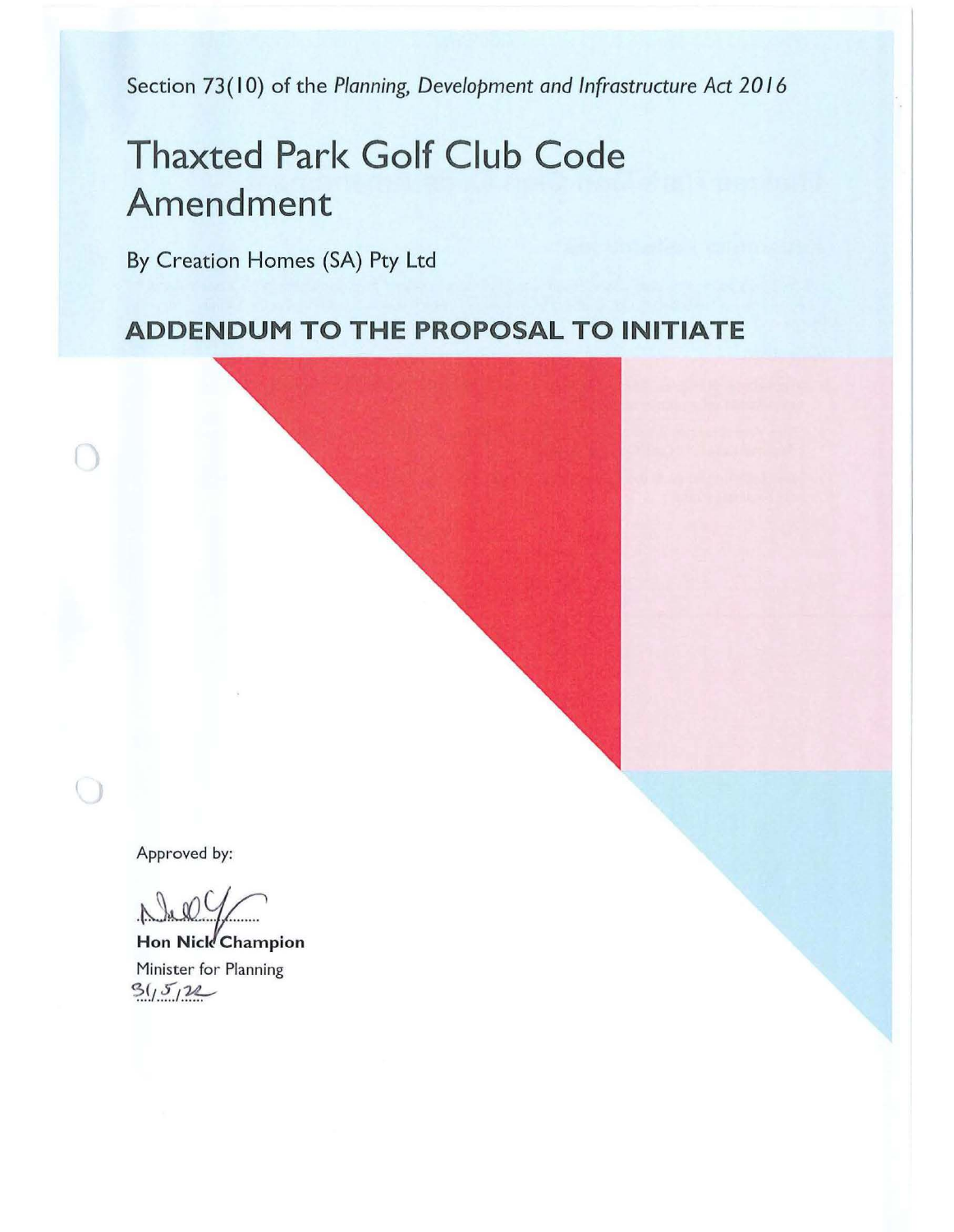Section 73(10) of the *Planning, Development and Infrastructure Act 2016*

# Thaxted Park Golf Club Code Amendment

By Creation Homes (SA) Pty Ltd

## ADDENDUM TO THE PROPOSAL TO INITIATE

Approved by:

**Hon Nick Champion**
Minister for Planning
31/5/22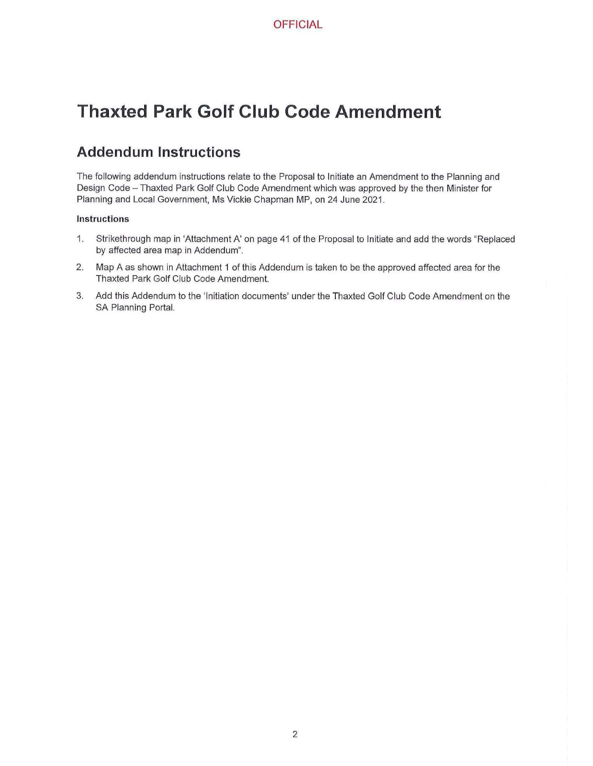# Thaxted Park Golf Club Code Amendment

## Addendum Instructions

The following addendum instructions relate to the Proposal to Initiate an Amendment to the Planning and Design Code – Thaxted Park Golf Club Code Amendment which was approved by the then Minister for Planning and Local Government, Ms Vickie Chapman MP, on 24 June 2021.

### Instructions

1. Strikethrough map in 'Attachment A' on page 41 of the Proposal to Initiate and add the words "Replaced by affected area map in Addendum".
2. Map A as shown in Attachment 1 of this Addendum is taken to be the approved affected area for the Thaxted Park Golf Club Code Amendment.
3. Add this Addendum to the 'Initiation documents' under the Thaxted Golf Club Code Amendment on the SA Planning Portal.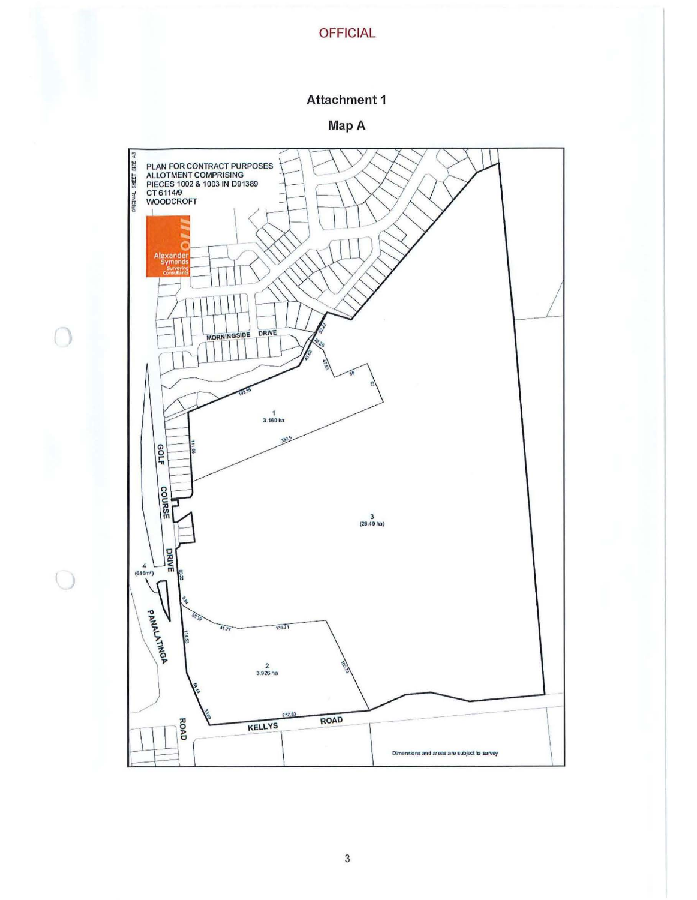## Attachment 1

### Map A

PLAN FOR CONTRACT PURPOSES
ALLOTMENT COMPRISING
PIECES 1002 & 1003 IN D91389
CT 6114/9
WOODCROFT

Alexander Symonds
Surveying Consultants

MORNINGSIDE DRIVE

GOLF COURSE DRIVE

PANALATINGA ROAD

KELLYS ROAD

1
3.160 ha

2
3.926 ha

3
(28.49 ha)

4
(616m²)

Dimensions and areas are subject to survey